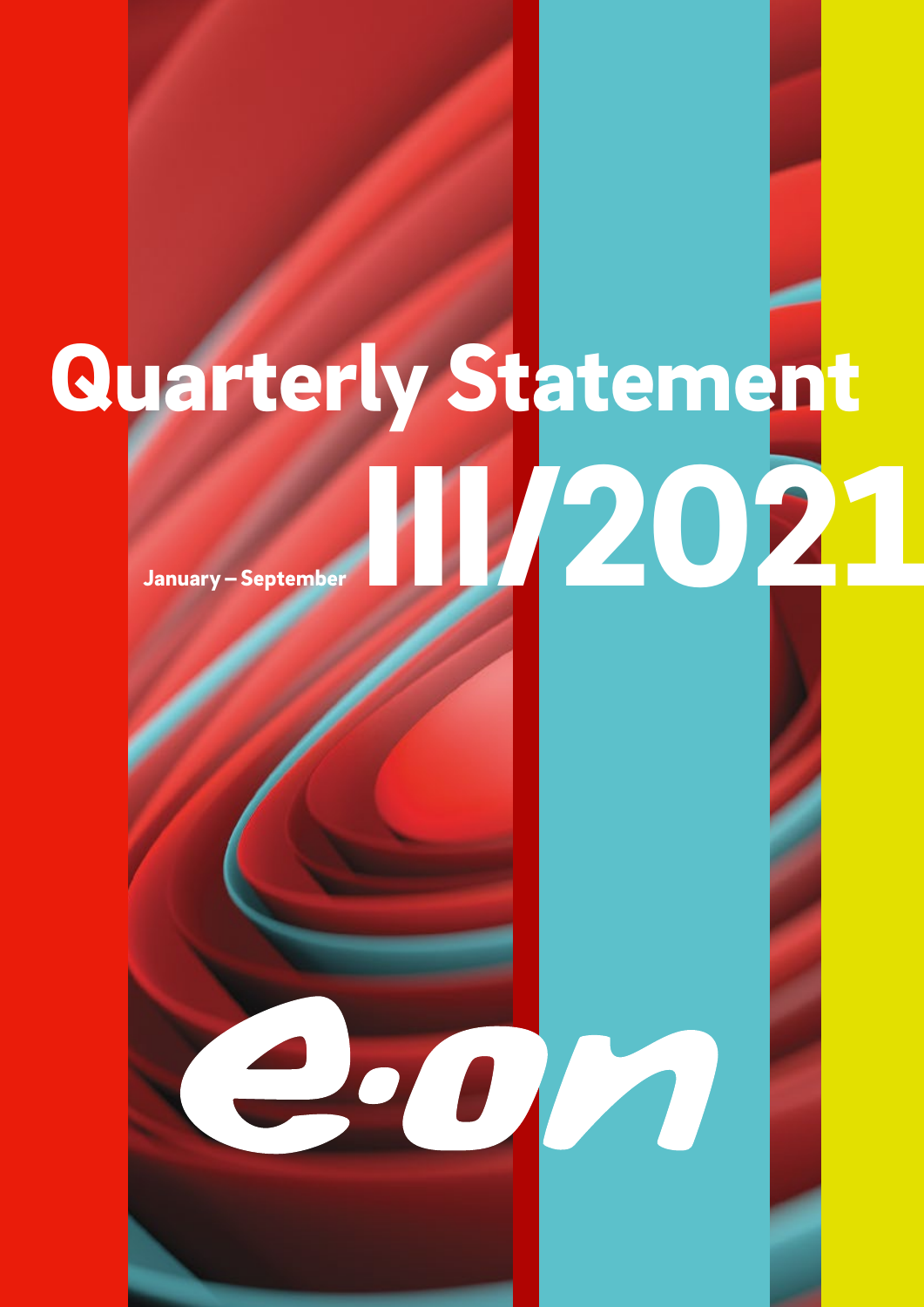# Quarterly Statement

January – September **III/2021**

e·on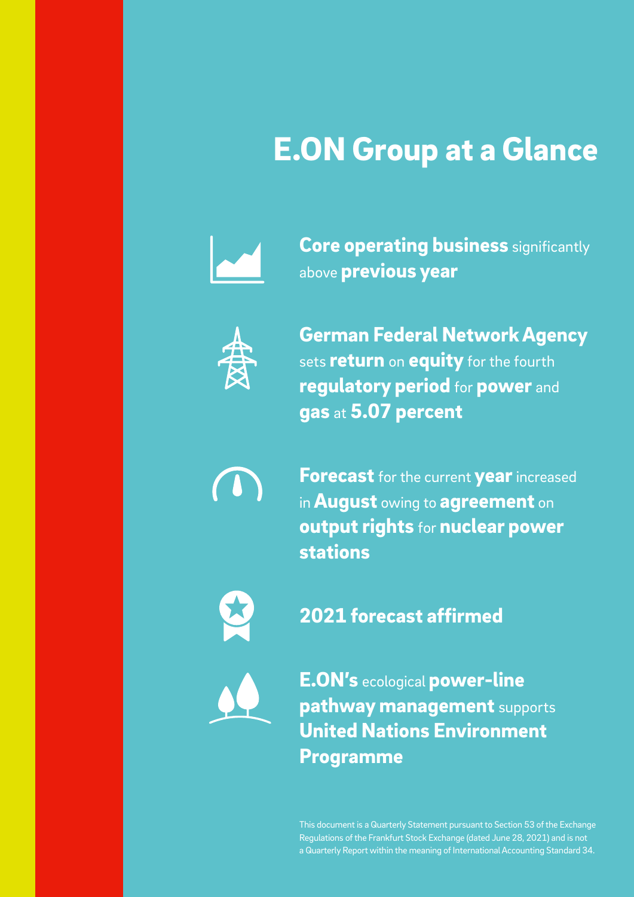# E.ON Group at a Glance

**Core operating business** significantly above **previous year**

**German Federal Network Agency** sets **return** on **equity** for the fourth **regulatory period** for **power** and **gas** at **5.07 percent**

**Forecast** for the current **year** increased in **August** owing to **agreement** on **output rights** for **nuclear power stations**

**2021 forecast affirmed**

**E.ON's** ecological **power-line pathway management** supports **United Nations Environment Programme**

This document is a Quarterly Statement pursuant to Section 53 of the Exchange Regulations of the Frankfurt Stock Exchange (dated June 28, 2021) and is not a Quarterly Report within the meaning of International Accounting Standard 34.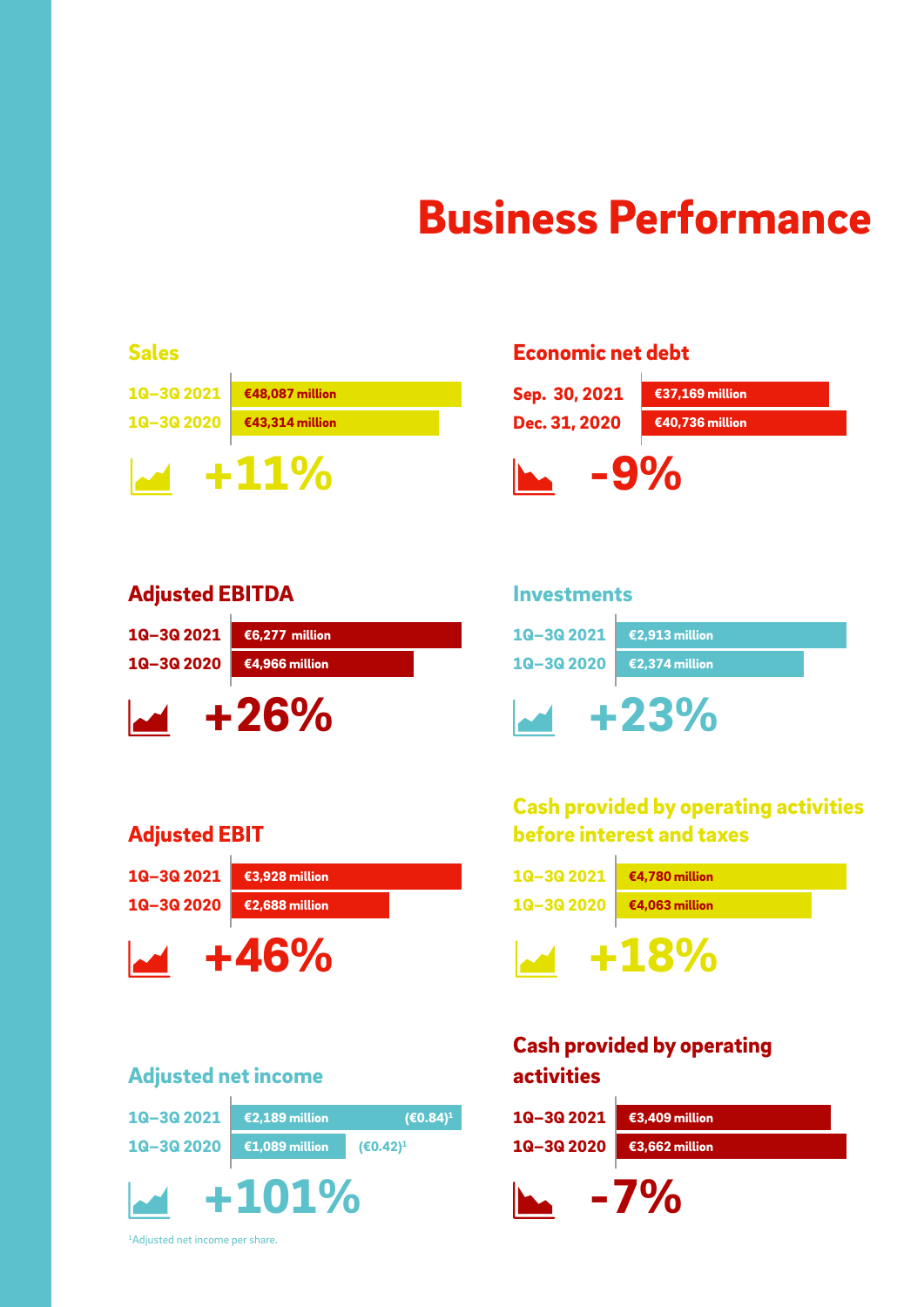# Business Performance

## Sales

| | |
|---|---|
| 1Q–3Q 2021 | €48,087 million |
| 1Q–3Q 2020 | €43,314 million |

**+11%**

## Economic net debt

| | |
|---|---|
| Sep. 30, 2021 | €37,169 million |
| Dec. 31, 2020 | €40,736 million |

**-9%**

## Adjusted EBITDA

| | |
|---|---|
| 1Q–3Q 2021 | €6,277 million |
| 1Q–3Q 2020 | €4,966 million |

**+26%**

## Investments

| | |
|---|---|
| 1Q–3Q 2021 | €2,913 million |
| 1Q–3Q 2020 | €2,374 million |

**+23%**

## Adjusted EBIT

| | |
|---|---|
| 1Q–3Q 2021 | €3,928 million |
| 1Q–3Q 2020 | €2,688 million |

**+46%**

## Cash provided by operating activities before interest and taxes

| | |
|---|---|
| 1Q–3Q 2021 | €4,780 million |
| 1Q–3Q 2020 | €4,063 million |

**+18%**

## Adjusted net income

| | | |
|---|---|---|
| 1Q–3Q 2021 | €2,189 million | (€0.84)[1] |
| 1Q–3Q 2020 | €1,089 million | (€0.42)[1] |

**+101%**

[1]Adjusted net income per share.

## Cash provided by operating activities

| | |
|---|---|
| 1Q–3Q 2021 | €3,409 million |
| 1Q–3Q 2020 | €3,662 million |

**-7%**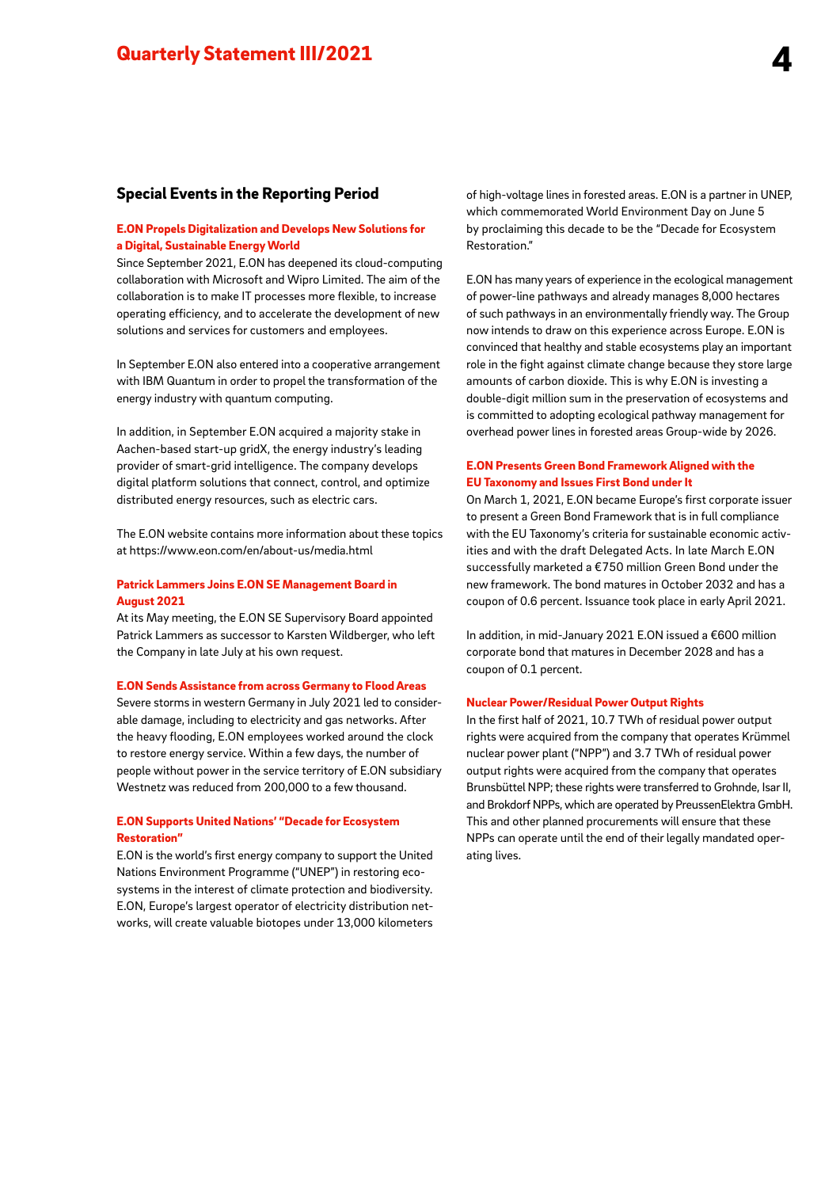## Special Events in the Reporting Period

### E.ON Propels Digitalization and Develops New Solutions for a Digital, Sustainable Energy World

Since September 2021, E.ON has deepened its cloud-computing collaboration with Microsoft and Wipro Limited. The aim of the collaboration is to make IT processes more flexible, to increase operating efficiency, and to accelerate the development of new solutions and services for customers and employees.

In September E.ON also entered into a cooperative arrangement with IBM Quantum in order to propel the transformation of the energy industry with quantum computing.

In addition, in September E.ON acquired a majority stake in Aachen-based start-up gridX, the energy industry's leading provider of smart-grid intelligence. The company develops digital platform solutions that connect, control, and optimize distributed energy resources, such as electric cars.

The E.ON website contains more information about these topics at https://www.eon.com/en/about-us/media.html

### Patrick Lammers Joins E.ON SE Management Board in August 2021

At its May meeting, the E.ON SE Supervisory Board appointed Patrick Lammers as successor to Karsten Wildberger, who left the Company in late July at his own request.

### E.ON Sends Assistance from across Germany to Flood Areas

Severe storms in western Germany in July 2021 led to considerable damage, including to electricity and gas networks. After the heavy flooding, E.ON employees worked around the clock to restore energy service. Within a few days, the number of people without power in the service territory of E.ON subsidiary Westnetz was reduced from 200,000 to a few thousand.

### E.ON Supports United Nations' "Decade for Ecosystem Restoration"

E.ON is the world's first energy company to support the United Nations Environment Programme ("UNEP") in restoring ecosystems in the interest of climate protection and biodiversity. E.ON, Europe's largest operator of electricity distribution networks, will create valuable biotopes under 13,000 kilometers of high-voltage lines in forested areas. E.ON is a partner in UNEP, which commemorated World Environment Day on June 5 by proclaiming this decade to be the "Decade for Ecosystem Restoration."

E.ON has many years of experience in the ecological management of power-line pathways and already manages 8,000 hectares of such pathways in an environmentally friendly way. The Group now intends to draw on this experience across Europe. E.ON is convinced that healthy and stable ecosystems play an important role in the fight against climate change because they store large amounts of carbon dioxide. This is why E.ON is investing a double-digit million sum in the preservation of ecosystems and is committed to adopting ecological pathway management for overhead power lines in forested areas Group-wide by 2026.

### E.ON Presents Green Bond Framework Aligned with the EU Taxonomy and Issues First Bond under It

On March 1, 2021, E.ON became Europe's first corporate issuer to present a Green Bond Framework that is in full compliance with the EU Taxonomy's criteria for sustainable economic activities and with the draft Delegated Acts. In late March E.ON successfully marketed a €750 million Green Bond under the new framework. The bond matures in October 2032 and has a coupon of 0.6 percent. Issuance took place in early April 2021.

In addition, in mid-January 2021 E.ON issued a €600 million corporate bond that matures in December 2028 and has a coupon of 0.1 percent.

### Nuclear Power/Residual Power Output Rights

In the first half of 2021, 10.7 TWh of residual power output rights were acquired from the company that operates Krümmel nuclear power plant ("NPP") and 3.7 TWh of residual power output rights were acquired from the company that operates Brunsbüttel NPP; these rights were transferred to Grohnde, Isar II, and Brokdorf NPPs, which are operated by PreussenElektra GmbH. This and other planned procurements will ensure that these NPPs can operate until the end of their legally mandated operating lives.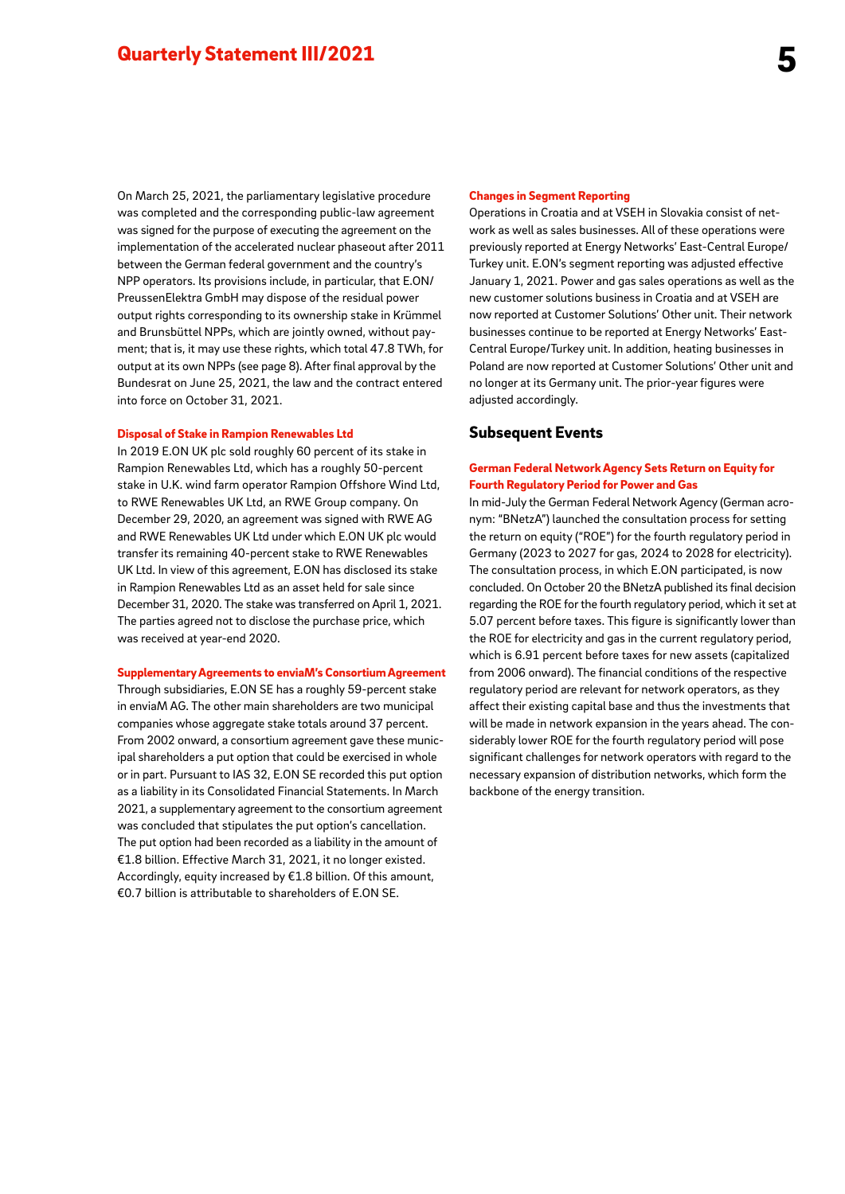On March 25, 2021, the parliamentary legislative procedure was completed and the corresponding public-law agreement was signed for the purpose of executing the agreement on the implementation of the accelerated nuclear phaseout after 2011 between the German federal government and the country's NPP operators. Its provisions include, in particular, that E.ON/PreussenElektra GmbH may dispose of the residual power output rights corresponding to its ownership stake in Krümmel and Brunsbüttel NPPs, which are jointly owned, without payment; that is, it may use these rights, which total 47.8 TWh, for output at its own NPPs (see page 8). After final approval by the Bundesrat on June 25, 2021, the law and the contract entered into force on October 31, 2021.

#### Disposal of Stake in Rampion Renewables Ltd

In 2019 E.ON UK plc sold roughly 60 percent of its stake in Rampion Renewables Ltd, which has a roughly 50-percent stake in U.K. wind farm operator Rampion Offshore Wind Ltd, to RWE Renewables UK Ltd, an RWE Group company. On December 29, 2020, an agreement was signed with RWE AG and RWE Renewables UK Ltd under which E.ON UK plc would transfer its remaining 40-percent stake to RWE Renewables UK Ltd. In view of this agreement, E.ON has disclosed its stake in Rampion Renewables Ltd as an asset held for sale since December 31, 2020. The stake was transferred on April 1, 2021. The parties agreed not to disclose the purchase price, which was received at year-end 2020.

#### Supplementary Agreements to enviaM's Consortium Agreement

Through subsidiaries, E.ON SE has a roughly 59-percent stake in enviaM AG. The other main shareholders are two municipal companies whose aggregate stake totals around 37 percent. From 2002 onward, a consortium agreement gave these municipal shareholders a put option that could be exercised in whole or in part. Pursuant to IAS 32, E.ON SE recorded this put option as a liability in its Consolidated Financial Statements. In March 2021, a supplementary agreement to the consortium agreement was concluded that stipulates the put option's cancellation. The put option had been recorded as a liability in the amount of €1.8 billion. Effective March 31, 2021, it no longer existed. Accordingly, equity increased by €1.8 billion. Of this amount, €0.7 billion is attributable to shareholders of E.ON SE.

#### Changes in Segment Reporting

Operations in Croatia and at VSEH in Slovakia consist of network as well as sales businesses. All of these operations were previously reported at Energy Networks' East-Central Europe/Turkey unit. E.ON's segment reporting was adjusted effective January 1, 2021. Power and gas sales operations as well as the new customer solutions business in Croatia and at VSEH are now reported at Customer Solutions' Other unit. Their network businesses continue to be reported at Energy Networks' East-Central Europe/Turkey unit. In addition, heating businesses in Poland are now reported at Customer Solutions' Other unit and no longer at its Germany unit. The prior-year figures were adjusted accordingly.

## Subsequent Events

#### German Federal Network Agency Sets Return on Equity for Fourth Regulatory Period for Power and Gas

In mid-July the German Federal Network Agency (German acronym: "BNetzA") launched the consultation process for setting the return on equity ("ROE") for the fourth regulatory period in Germany (2023 to 2027 for gas, 2024 to 2028 for electricity). The consultation process, in which E.ON participated, is now concluded. On October 20 the BNetzA published its final decision regarding the ROE for the fourth regulatory period, which it set at 5.07 percent before taxes. This figure is significantly lower than the ROE for electricity and gas in the current regulatory period, which is 6.91 percent before taxes for new assets (capitalized from 2006 onward). The financial conditions of the respective regulatory period are relevant for network operators, as they affect their existing capital base and thus the investments that will be made in network expansion in the years ahead. The considerably lower ROE for the fourth regulatory period will pose significant challenges for network operators with regard to the necessary expansion of distribution networks, which form the backbone of the energy transition.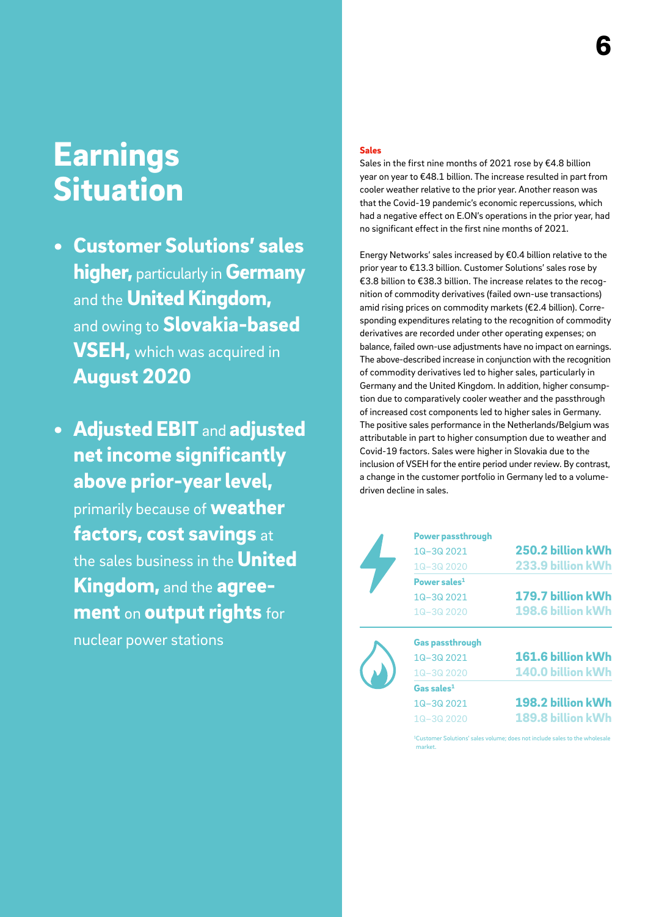# Earnings Situation

- **Customer Solutions' sales higher,** particularly in **Germany** and the **United Kingdom,** and owing to **Slovakia-based VSEH,** which was acquired in **August 2020**
- **Adjusted EBIT** and **adjusted net income significantly above prior-year level,** primarily because of **weather factors, cost savings** at the sales business in the **United Kingdom,** and the **agreement** on **output rights** for nuclear power stations

## Sales

Sales in the first nine months of 2021 rose by €4.8 billion year on year to €48.1 billion. The increase resulted in part from cooler weather relative to the prior year. Another reason was that the Covid-19 pandemic's economic repercussions, which had a negative effect on E.ON's operations in the prior year, had no significant effect in the first nine months of 2021.

Energy Networks' sales increased by €0.4 billion relative to the prior year to €13.3 billion. Customer Solutions' sales rose by €3.8 billion to €38.3 billion. The increase relates to the recognition of commodity derivatives (failed own-use transactions) amid rising prices on commodity markets (€2.4 billion). Corresponding expenditures relating to the recognition of commodity derivatives are recorded under other operating expenses; on balance, failed own-use adjustments have no impact on earnings. The above-described increase in conjunction with the recognition of commodity derivatives led to higher sales, particularly in Germany and the United Kingdom. In addition, higher consumption due to comparatively cooler weather and the passthrough of increased cost components led to higher sales in Germany. The positive sales performance in the Netherlands/Belgium was attributable in part to higher consumption due to weather and Covid-19 factors. Sales were higher in Slovakia due to the inclusion of VSEH for the entire period under review. By contrast, a change in the customer portfolio in Germany led to a volume-driven decline in sales.

| | |
|---|---|
| **Power passthrough** | |
| 1Q–3Q 2021 | 250.2 billion kWh |
| 1Q–3Q 2020 | 233.9 billion kWh |
| **Power sales[1]** | |
| 1Q–3Q 2021 | 179.7 billion kWh |
| 1Q–3Q 2020 | 198.6 billion kWh |
| **Gas passthrough** | |
| 1Q–3Q 2021 | 161.6 billion kWh |
| 1Q–3Q 2020 | 140.0 billion kWh |
| **Gas sales[1]** | |
| 1Q–3Q 2021 | 198.2 billion kWh |
| 1Q–3Q 2020 | 189.8 billion kWh |

[1]Customer Solutions' sales volume; does not include sales to the wholesale market.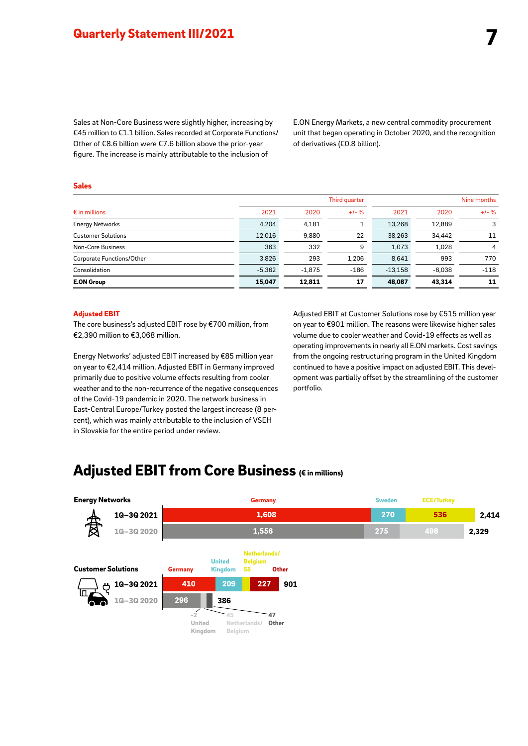Sales at Non-Core Business were slightly higher, increasing by €45 million to €1.1 billion. Sales recorded at Corporate Functions/Other of €8.6 billion were €7.6 billion above the prior-year figure. The increase is mainly attributable to the inclusion of E.ON Energy Markets, a new central commodity procurement unit that began operating in October 2020, and the recognition of derivatives (€0.8 billion).

### Sales

| € in millions | Third quarter | | | Nine months | | |
|---|---|---|---|---|---|---|
| | 2021 | 2020 | +/- % | 2021 | 2020 | +/- % |
| Energy Networks | 4,204 | 4,181 | 1 | 13,268 | 12,889 | 3 |
| Customer Solutions | 12,016 | 9,880 | 22 | 38,263 | 34,442 | 11 |
| Non-Core Business | 363 | 332 | 9 | 1,073 | 1,028 | 4 |
| Corporate Functions/Other | 3,826 | 293 | 1,206 | 8,641 | 993 | 770 |
| Consolidation | -5,362 | -1,875 | -186 | -13,158 | -6,038 | -118 |
| **E.ON Group** | **15,047** | **12,811** | **17** | **48,087** | **43,314** | **11** |

### Adjusted EBIT

The core business's adjusted EBIT rose by €700 million, from €2,390 million to €3,068 million.

Energy Networks' adjusted EBIT increased by €85 million year on year to €2,414 million. Adjusted EBIT in Germany improved primarily due to positive volume effects resulting from cooler weather and to the non-recurrence of the negative consequences of the Covid-19 pandemic in 2020. The network business in East-Central Europe/Turkey posted the largest increase (8 percent), which was mainly attributable to the inclusion of VSEH in Slovakia for the entire period under review.

Adjusted EBIT at Customer Solutions rose by €515 million year on year to €901 million. The reasons were likewise higher sales volume due to cooler weather and Covid-19 effects as well as operating improvements in nearly all E.ON markets. Cost savings from the ongoing restructuring program in the United Kingdom continued to have a positive impact on adjusted EBIT. This development was partially offset by the streamlining of the customer portfolio.

## Adjusted EBIT from Core Business (€ in millions)

**Energy Networks**

| | Germany | Sweden | ECE/Turkey | Total |
|---|---|---|---|---|
| 1Q–3Q 2021 | 1,608 | 270 | 536 | 2,414 |
| 1Q–3Q 2020 | 1,556 | 275 | 498 | 2,329 |

**Customer Solutions**

| | Germany | United Kingdom | Netherlands/Belgium | Other | Total |
|---|---|---|---|---|---|
| 1Q–3Q 2021 | 410 | 209 | 55 | 227 | 901 |
| 1Q–3Q 2020 | 296 | -2 | 45 | 47 | 386 |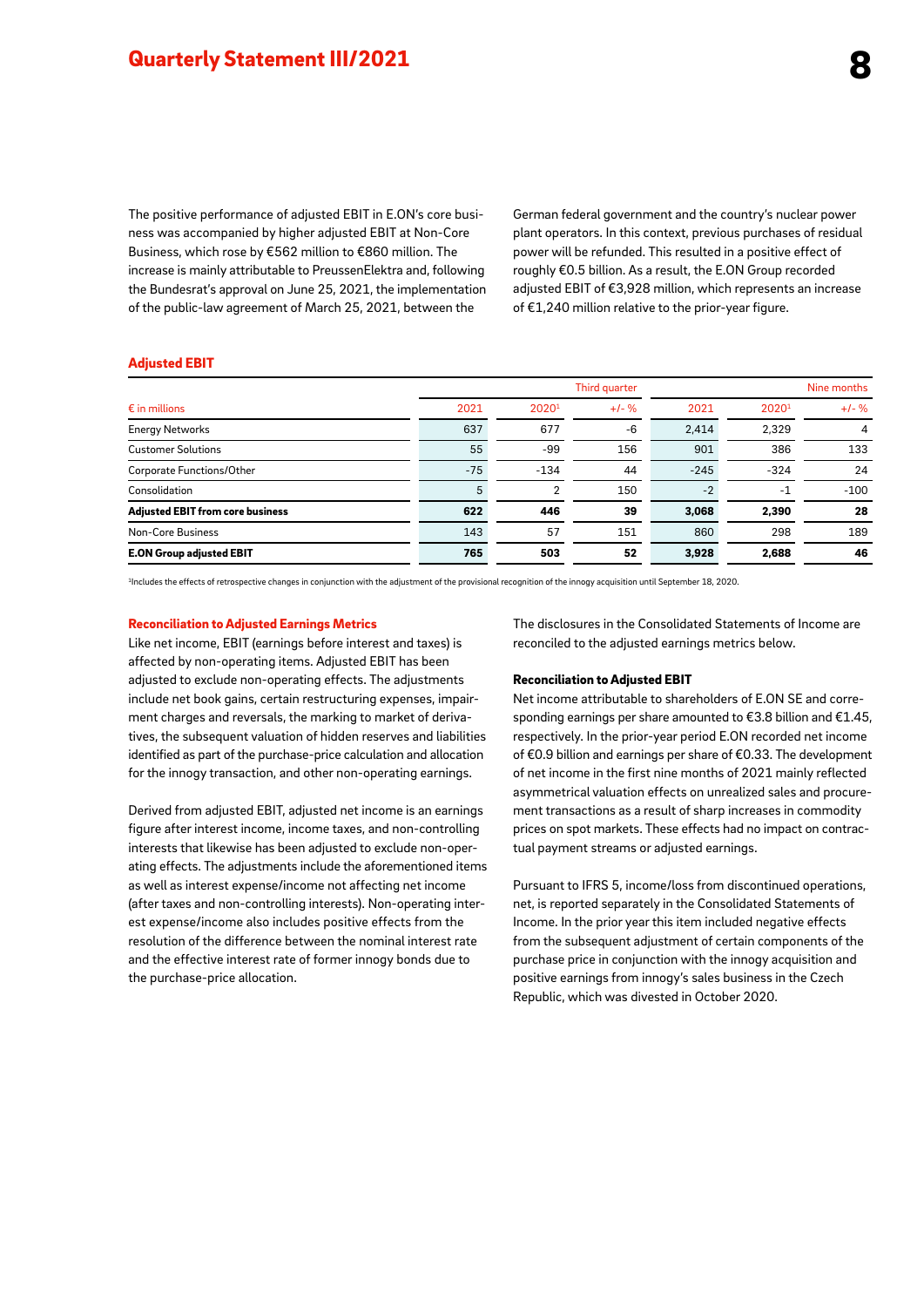The positive performance of adjusted EBIT in E.ON's core business was accompanied by higher adjusted EBIT at Non-Core Business, which rose by €562 million to €860 million. The increase is mainly attributable to PreussenElektra and, following the Bundesrat's approval on June 25, 2021, the implementation of the public-law agreement of March 25, 2021, between the German federal government and the country's nuclear power plant operators. In this context, previous purchases of residual power will be refunded. This resulted in a positive effect of roughly €0.5 billion. As a result, the E.ON Group recorded adjusted EBIT of €3,928 million, which represents an increase of €1,240 million relative to the prior-year figure.

### Adjusted EBIT

| | Third quarter | | | Nine months | | |
|---|---|---|---|---|---|---|
| € in millions | 2021 | 2020[1] | +/- % | 2021 | 2020[1] | +/- % |
| Energy Networks | 637 | 677 | -6 | 2,414 | 2,329 | 4 |
| Customer Solutions | 55 | -99 | 156 | 901 | 386 | 133 |
| Corporate Functions/Other | -75 | -134 | 44 | -245 | -324 | 24 |
| Consolidation | 5 | 2 | 150 | -2 | -1 | -100 |
| **Adjusted EBIT from core business** | **622** | **446** | **39** | **3,068** | **2,390** | **28** |
| Non-Core Business | 143 | 57 | 151 | 860 | 298 | 189 |
| **E.ON Group adjusted EBIT** | **765** | **503** | **52** | **3,928** | **2,688** | **46** |

[1]Includes the effects of retrospective changes in conjunction with the adjustment of the provisional recognition of the innogy acquisition until September 18, 2020.

### Reconciliation to Adjusted Earnings Metrics

Like net income, EBIT (earnings before interest and taxes) is affected by non-operating items. Adjusted EBIT has been adjusted to exclude non-operating effects. The adjustments include net book gains, certain restructuring expenses, impairment charges and reversals, the marking to market of derivatives, the subsequent valuation of hidden reserves and liabilities identified as part of the purchase-price calculation and allocation for the innogy transaction, and other non-operating earnings.

Derived from adjusted EBIT, adjusted net income is an earnings figure after interest income, income taxes, and non-controlling interests that likewise has been adjusted to exclude non-operating effects. The adjustments include the aforementioned items as well as interest expense/income not affecting net income (after taxes and non-controlling interests). Non-operating interest expense/income also includes positive effects from the resolution of the difference between the nominal interest rate and the effective interest rate of former innogy bonds due to the purchase-price allocation.

The disclosures in the Consolidated Statements of Income are reconciled to the adjusted earnings metrics below.

#### Reconciliation to Adjusted EBIT

Net income attributable to shareholders of E.ON SE and corresponding earnings per share amounted to €3.8 billion and €1.45, respectively. In the prior-year period E.ON recorded net income of €0.9 billion and earnings per share of €0.33. The development of net income in the first nine months of 2021 mainly reflected asymmetrical valuation effects on unrealized sales and procurement transactions as a result of sharp increases in commodity prices on spot markets. These effects had no impact on contractual payment streams or adjusted earnings.

Pursuant to IFRS 5, income/loss from discontinued operations, net, is reported separately in the Consolidated Statements of Income. In the prior year this item included negative effects from the subsequent adjustment of certain components of the purchase price in conjunction with the innogy acquisition and positive earnings from innogy's sales business in the Czech Republic, which was divested in October 2020.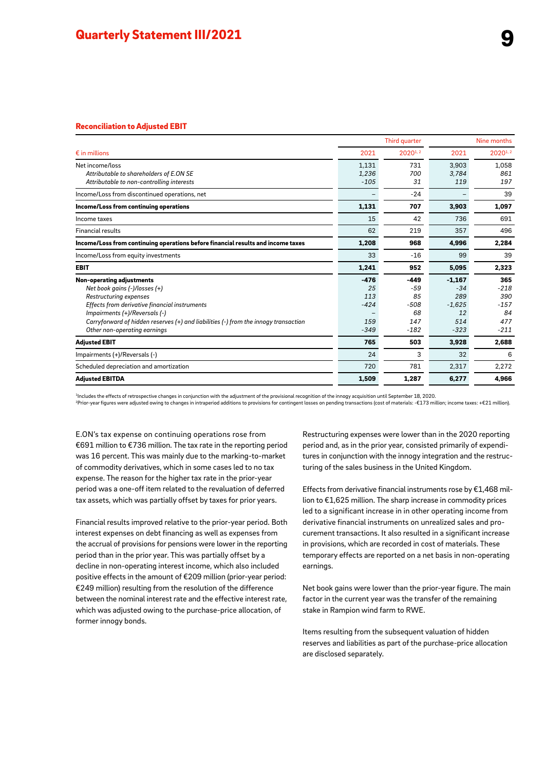### Reconciliation to Adjusted EBIT

| € in millions | Third quarter 2021 | Third quarter 2020[1,2] | Nine months 2021 | Nine months 2020[1,2] |
|---|---|---|---|---|
| Net income/loss | 1,131 | 731 | 3,903 | 1,058 |
| *Attributable to shareholders of E.ON SE* | *1,236* | *700* | *3,784* | *861* |
| *Attributable to non-controlling interests* | *-105* | *31* | *119* | *197* |
| Income/Loss from discontinued operations, net | – | -24 | – | 39 |
| **Income/Loss from continuing operations** | **1,131** | **707** | **3,903** | **1,097** |
| Income taxes | 15 | 42 | 736 | 691 |
| Financial results | 62 | 219 | 357 | 496 |
| **Income/Loss from continuing operations before financial results and income taxes** | **1,208** | **968** | **4,996** | **2,284** |
| Income/Loss from equity investments | 33 | -16 | 99 | 39 |
| **EBIT** | **1,241** | **952** | **5,095** | **2,323** |
| **Non-operating adjustments** | **-476** | **-449** | **-1,167** | **365** |
| *Net book gains (-)/losses (+)* | *25* | *-59* | *-34* | *-218* |
| *Restructuring expenses* | *113* | *85* | *289* | *390* |
| *Effects from derivative financial instruments* | *-424* | *-508* | *-1,625* | *-157* |
| *Impairments (+)/Reversals (-)* | *–* | *68* | *12* | *84* |
| *Carryforward of hidden reserves (+) and liabilities (-) from the innogy transaction* | *159* | *147* | *514* | *477* |
| *Other non-operating earnings* | *-349* | *-182* | *-323* | *-211* |
| **Adjusted EBIT** | **765** | **503** | **3,928** | **2,688** |
| Impairments (+)/Reversals (-) | 24 | 3 | 32 | 6 |
| Scheduled depreciation and amortization | 720 | 781 | 2,317 | 2,272 |
| **Adjusted EBITDA** | **1,509** | **1,287** | **6,277** | **4,966** |

[1]Includes the effects of retrospective changes in conjunction with the adjustment of the provisional recognition of the innogy acquisition until September 18, 2020.
[2]Prior-year figures were adjusted owing to changes in intraperiod additions to provisions for contingent losses on pending transactions (cost of materials: -€173 million; income taxes: +€21 million).

E.ON's tax expense on continuing operations rose from €691 million to €736 million. The tax rate in the reporting period was 16 percent. This was mainly due to the marking-to-market of commodity derivatives, which in some cases led to no tax expense. The reason for the higher tax rate in the prior-year period was a one-off item related to the revaluation of deferred tax assets, which was partially offset by taxes for prior years.

Financial results improved relative to the prior-year period. Both interest expenses on debt financing as well as expenses from the accrual of provisions for pensions were lower in the reporting period than in the prior year. This was partially offset by a decline in non-operating interest income, which also included positive effects in the amount of €209 million (prior-year period: €249 million) resulting from the resolution of the difference between the nominal interest rate and the effective interest rate, which was adjusted owing to the purchase-price allocation, of former innogy bonds.

Restructuring expenses were lower than in the 2020 reporting period and, as in the prior year, consisted primarily of expenditures in conjunction with the innogy integration and the restructuring of the sales business in the United Kingdom.

Effects from derivative financial instruments rose by €1,468 million to €1,625 million. The sharp increase in commodity prices led to a significant increase in in other operating income from derivative financial instruments on unrealized sales and procurement transactions. It also resulted in a significant increase in provisions, which are recorded in cost of materials. These temporary effects are reported on a net basis in non-operating earnings.

Net book gains were lower than the prior-year figure. The main factor in the current year was the transfer of the remaining stake in Rampion wind farm to RWE.

Items resulting from the subsequent valuation of hidden reserves and liabilities as part of the purchase-price allocation are disclosed separately.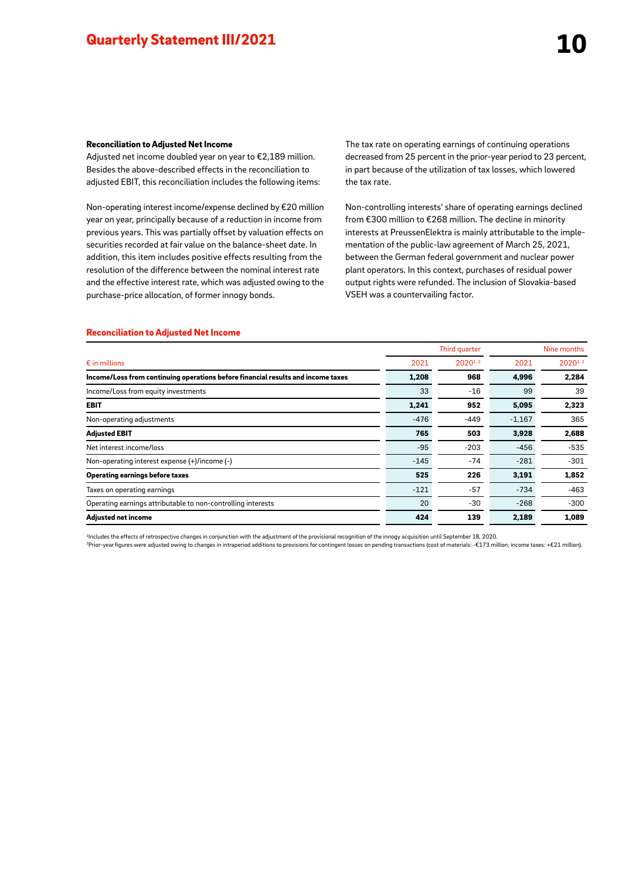### Reconciliation to Adjusted Net Income

Adjusted net income doubled year on year to €2,189 million. Besides the above-described effects in the reconciliation to adjusted EBIT, this reconciliation includes the following items:

Non-operating interest income/expense declined by €20 million year on year, principally because of a reduction in income from previous years. This was partially offset by valuation effects on securities recorded at fair value on the balance-sheet date. In addition, this item includes positive effects resulting from the resolution of the difference between the nominal interest rate and the effective interest rate, which was adjusted owing to the purchase-price allocation, of former innogy bonds.

The tax rate on operating earnings of continuing operations decreased from 25 percent in the prior-year period to 23 percent, in part because of the utilization of tax losses, which lowered the tax rate.

Non-controlling interests' share of operating earnings declined from €300 million to €268 million. The decline in minority interests at PreussenElektra is mainly attributable to the implementation of the public-law agreement of March 25, 2021, between the German federal government and nuclear power plant operators. In this context, purchases of residual power output rights were refunded. The inclusion of Slovakia-based VSEH was a countervailing factor.

#### Reconciliation to Adjusted Net Income

| | Third quarter | | Nine months | |
|---|---|---|---|---|
| € in millions | 2021 | 2020[1, 2] | 2021 | 2020[1, 2] |
| **Income/Loss from continuing operations before financial results and income taxes** | **1,208** | **968** | **4,996** | **2,284** |
| Income/Loss from equity investments | 33 | -16 | 99 | 39 |
| **EBIT** | **1,241** | **952** | **5,095** | **2,323** |
| Non-operating adjustments | -476 | -449 | -1,167 | 365 |
| **Adjusted EBIT** | **765** | **503** | **3,928** | **2,688** |
| Net interest income/loss | -95 | -203 | -456 | -535 |
| Non-operating interest expense (+)/income (-) | -145 | -74 | -281 | -301 |
| **Operating earnings before taxes** | **525** | **226** | **3,191** | **1,852** |
| Taxes on operating earnings | -121 | -57 | -734 | -463 |
| Operating earnings attributable to non-controlling interests | 20 | -30 | -268 | -300 |
| **Adjusted net income** | **424** | **139** | **2,189** | **1,089** |

[1]Includes the effects of retrospective changes in conjunction with the adjustment of the provisional recognition of the innogy acquisition until September 18, 2020.
[2]Prior-year figures were adjusted owing to changes in intraperiod additions to provisions for contingent losses on pending transactions (cost of materials: -€173 million; income taxes: +€21 million).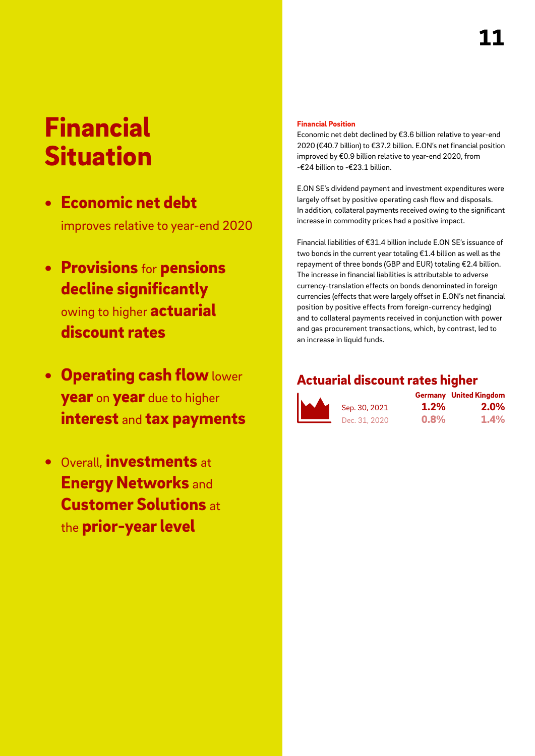# Financial Situation

- **Economic net debt** improves relative to year-end 2020
- **Provisions** for **pensions decline significantly** owing to higher **actuarial discount rates**
- **Operating cash flow** lower **year** on **year** due to higher **interest** and **tax payments**
- Overall, **investments** at **Energy Networks** and **Customer Solutions** at the **prior-year level**

### Financial Position

Economic net debt declined by €3.6 billion relative to year-end 2020 (€40.7 billion) to €37.2 billion. E.ON's net financial position improved by €0.9 billion relative to year-end 2020, from -€24 billion to -€23.1 billion.

E.ON SE's dividend payment and investment expenditures were largely offset by positive operating cash flow and disposals. In addition, collateral payments received owing to the significant increase in commodity prices had a positive impact.

Financial liabilities of €31.4 billion include E.ON SE's issuance of two bonds in the current year totaling €1.4 billion as well as the repayment of three bonds (GBP and EUR) totaling €2.4 billion. The increase in financial liabilities is attributable to adverse currency-translation effects on bonds denominated in foreign currencies (effects that were largely offset in E.ON's net financial position by positive effects from foreign-currency hedging) and to collateral payments received in conjunction with power and gas procurement transactions, which, by contrast, led to an increase in liquid funds.

## Actuarial discount rates higher

| | Germany | United Kingdom |
|---|---|---|
| Sep. 30, 2021 | 1.2% | 2.0% |
| Dec. 31, 2020 | 0.8% | 1.4% |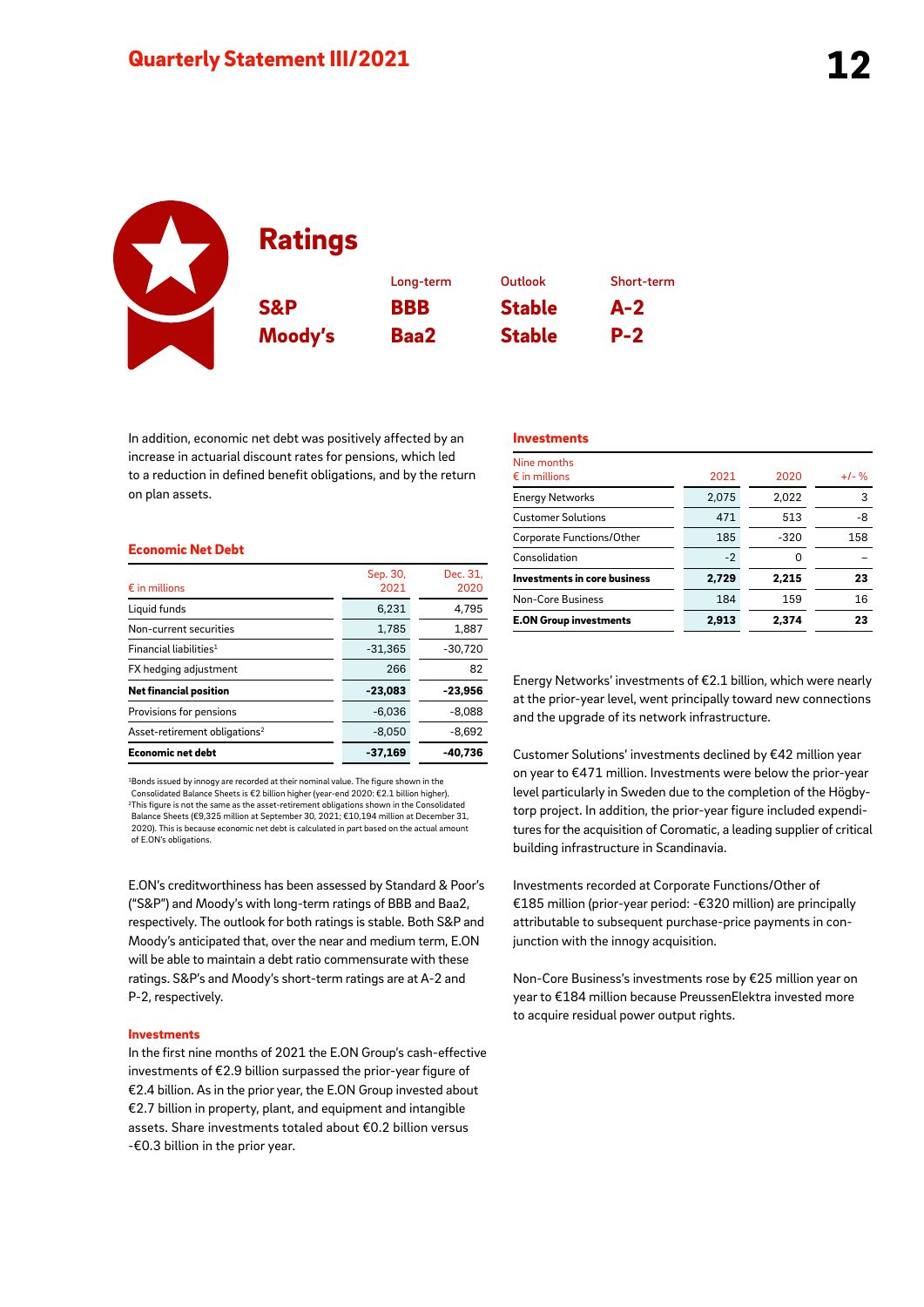## Ratings

| | Long-term | Outlook | Short-term |
|---|---|---|---|
| **S&P** | **BBB** | **Stable** | **A-2** |
| **Moody's** | **Baa2** | **Stable** | **P-2** |

In addition, economic net debt was positively affected by an increase in actuarial discount rates for pensions, which led to a reduction in defined benefit obligations, and by the return on plan assets.

### Economic Net Debt

| € in millions | Sep. 30, 2021 | Dec. 31, 2020 |
|---|---|---|
| Liquid funds | 6,231 | 4,795 |
| Non-current securities | 1,785 | 1,887 |
| Financial liabilities[1] | -31,365 | -30,720 |
| FX hedging adjustment | 266 | 82 |
| **Net financial position** | **-23,083** | **-23,956** |
| Provisions for pensions | -6,036 | -8,088 |
| Asset-retirement obligations[2] | -8,050 | -8,692 |
| **Economic net debt** | **-37,169** | **-40,736** |

[1]Bonds issued by innogy are recorded at their nominal value. The figure shown in the Consolidated Balance Sheets is €2 billion higher (year-end 2020: €2.1 billion higher).
[2]This figure is not the same as the asset-retirement obligations shown in the Consolidated Balance Sheets (€9,325 million at September 30, 2021; €10,194 million at December 31, 2020). This is because economic net debt is calculated in part based on the actual amount of E.ON's obligations.

E.ON's creditworthiness has been assessed by Standard & Poor's ("S&P") and Moody's with long-term ratings of BBB and Baa2, respectively. The outlook for both ratings is stable. Both S&P and Moody's anticipated that, over the near and medium term, E.ON will be able to maintain a debt ratio commensurate with these ratings. S&P's and Moody's short-term ratings are at A-2 and P-2, respectively.

### Investments

In the first nine months of 2021 the E.ON Group's cash-effective investments of €2.9 billion surpassed the prior-year figure of €2.4 billion. As in the prior year, the E.ON Group invested about €2.7 billion in property, plant, and equipment and intangible assets. Share investments totaled about €0.2 billion versus -€0.3 billion in the prior year.

### Investments

| Nine months<br>€ in millions | 2021 | 2020 | +/- % |
|---|---|---|---|
| Energy Networks | 2,075 | 2,022 | 3 |
| Customer Solutions | 471 | 513 | -8 |
| Corporate Functions/Other | 185 | -320 | 158 |
| Consolidation | -2 | 0 | – |
| **Investments in core business** | **2,729** | **2,215** | **23** |
| Non-Core Business | 184 | 159 | 16 |
| **E.ON Group investments** | **2,913** | **2,374** | **23** |

Energy Networks' investments of €2.1 billion, which were nearly at the prior-year level, went principally toward new connections and the upgrade of its network infrastructure.

Customer Solutions' investments declined by €42 million year on year to €471 million. Investments were below the prior-year level particularly in Sweden due to the completion of the Högbytorp project. In addition, the prior-year figure included expenditures for the acquisition of Coromatic, a leading supplier of critical building infrastructure in Scandinavia.

Investments recorded at Corporate Functions/Other of €185 million (prior-year period: -€320 million) are principally attributable to subsequent purchase-price payments in conjunction with the innogy acquisition.

Non-Core Business's investments rose by €25 million year on year to €184 million because PreussenElektra invested more to acquire residual power output rights.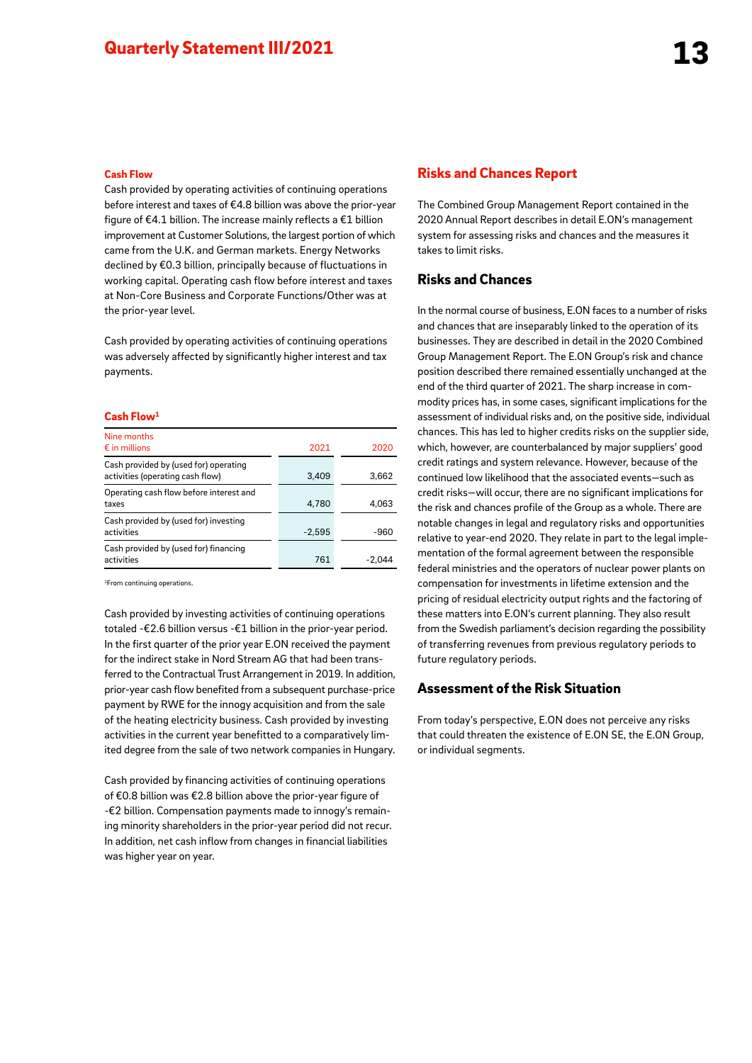### Cash Flow

Cash provided by operating activities of continuing operations before interest and taxes of €4.8 billion was above the prior-year figure of €4.1 billion. The increase mainly reflects a €1 billion improvement at Customer Solutions, the largest portion of which came from the U.K. and German markets. Energy Networks declined by €0.3 billion, principally because of fluctuations in working capital. Operating cash flow before interest and taxes at Non-Core Business and Corporate Functions/Other was at the prior-year level.

Cash provided by operating activities of continuing operations was adversely affected by significantly higher interest and tax payments.

#### Cash Flow[1]

| Nine months<br>€ in millions | 2021 | 2020 |
|---|---|---|
| Cash provided by (used for) operating activities (operating cash flow) | 3,409 | 3,662 |
| Operating cash flow before interest and taxes | 4,780 | 4,063 |
| Cash provided by (used for) investing activities | -2,595 | -960 |
| Cash provided by (used for) financing activities | 761 | -2,044 |

[1]From continuing operations.

Cash provided by investing activities of continuing operations totaled -€2.6 billion versus -€1 billion in the prior-year period. In the first quarter of the prior year E.ON received the payment for the indirect stake in Nord Stream AG that had been transferred to the Contractual Trust Arrangement in 2019. In addition, prior-year cash flow benefited from a subsequent purchase-price payment by RWE for the innogy acquisition and from the sale of the heating electricity business. Cash provided by investing activities in the current year benefitted to a comparatively limited degree from the sale of two network companies in Hungary.

Cash provided by financing activities of continuing operations of €0.8 billion was €2.8 billion above the prior-year figure of -€2 billion. Compensation payments made to innogy's remaining minority shareholders in the prior-year period did not recur. In addition, net cash inflow from changes in financial liabilities was higher year on year.

## Risks and Chances Report

The Combined Group Management Report contained in the 2020 Annual Report describes in detail E.ON's management system for assessing risks and chances and the measures it takes to limit risks.

### Risks and Chances

In the normal course of business, E.ON faces to a number of risks and chances that are inseparably linked to the operation of its businesses. They are described in detail in the 2020 Combined Group Management Report. The E.ON Group's risk and chance position described there remained essentially unchanged at the end of the third quarter of 2021. The sharp increase in commodity prices has, in some cases, significant implications for the assessment of individual risks and, on the positive side, individual chances. This has led to higher credits risks on the supplier side, which, however, are counterbalanced by major suppliers' good credit ratings and system relevance. However, because of the continued low likelihood that the associated events—such as credit risks—will occur, there are no significant implications for the risk and chances profile of the Group as a whole. There are notable changes in legal and regulatory risks and opportunities relative to year-end 2020. They relate in part to the legal implementation of the formal agreement between the responsible federal ministries and the operators of nuclear power plants on compensation for investments in lifetime extension and the pricing of residual electricity output rights and the factoring of these matters into E.ON's current planning. They also result from the Swedish parliament's decision regarding the possibility of transferring revenues from previous regulatory periods to future regulatory periods.

### Assessment of the Risk Situation

From today's perspective, E.ON does not perceive any risks that could threaten the existence of E.ON SE, the E.ON Group, or individual segments.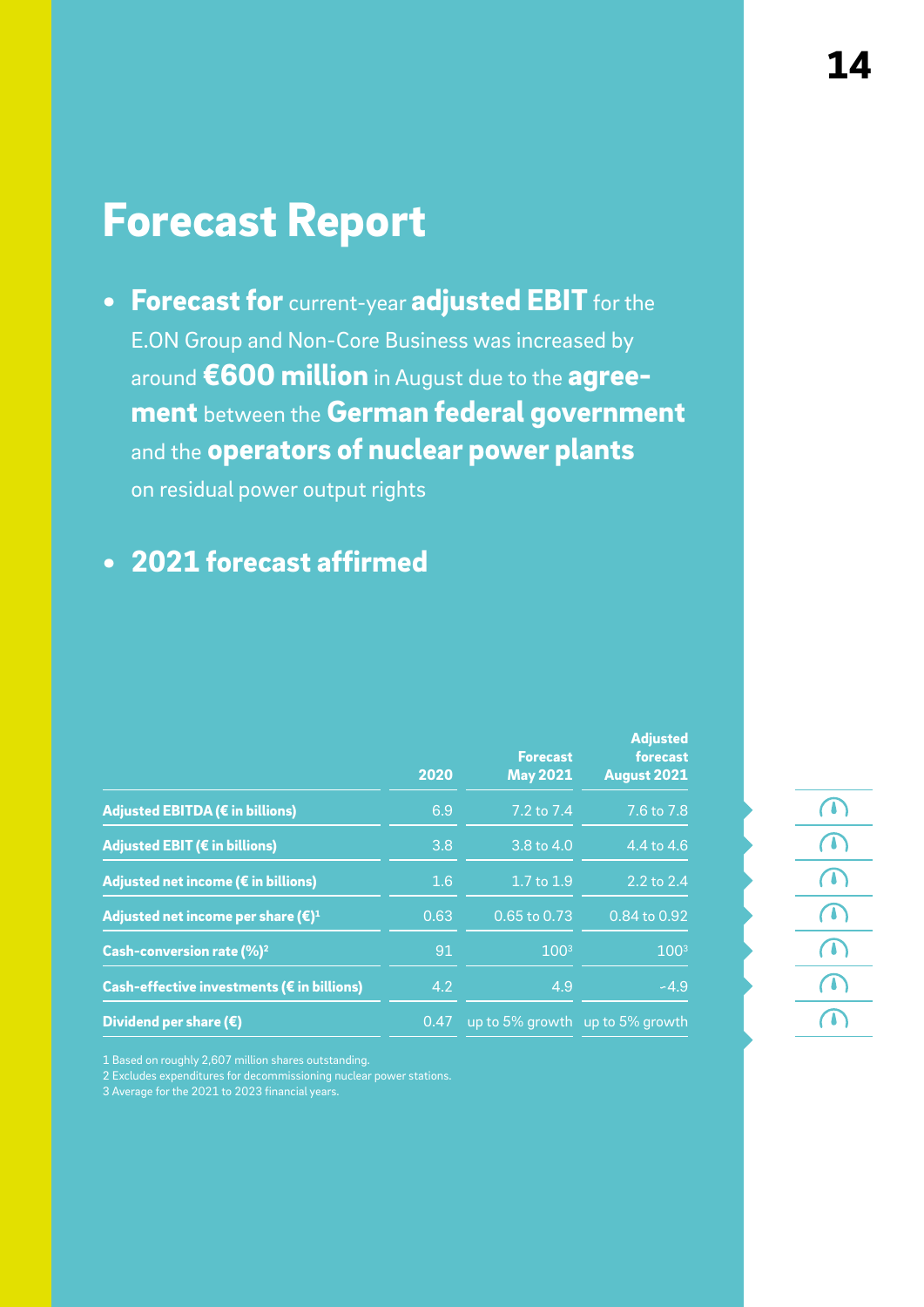# Forecast Report

- **Forecast for** current-year **adjusted EBIT** for the E.ON Group and Non-Core Business was increased by around **€600 million** in August due to the **agreement** between the **German federal government** and the **operators of nuclear power plants** on residual power output rights
- **2021 forecast affirmed**

| | 2020 | Forecast May 2021 | Adjusted forecast August 2021 |
|---|---|---|---|
| **Adjusted EBITDA (€ in billions)** | 6.9 | 7.2 to 7.4 | 7.6 to 7.8 |
| **Adjusted EBIT (€ in billions)** | 3.8 | 3.8 to 4.0 | 4.4 to 4.6 |
| **Adjusted net income (€ in billions)** | 1.6 | 1.7 to 1.9 | 2.2 to 2.4 |
| **Adjusted net income per share (€)**[1] | 0.63 | 0.65 to 0.73 | 0.84 to 0.92 |
| **Cash-conversion rate (%)**[2] | 91 | 100[3] | 100[3] |
| **Cash-effective investments (€ in billions)** | 4.2 | 4.9 | ~4.9 |
| **Dividend per share (€)** | 0.47 | up to 5% growth | up to 5% growth |

1 Based on roughly 2,607 million shares outstanding.
2 Excludes expenditures for decommissioning nuclear power stations.
3 Average for the 2021 to 2023 financial years.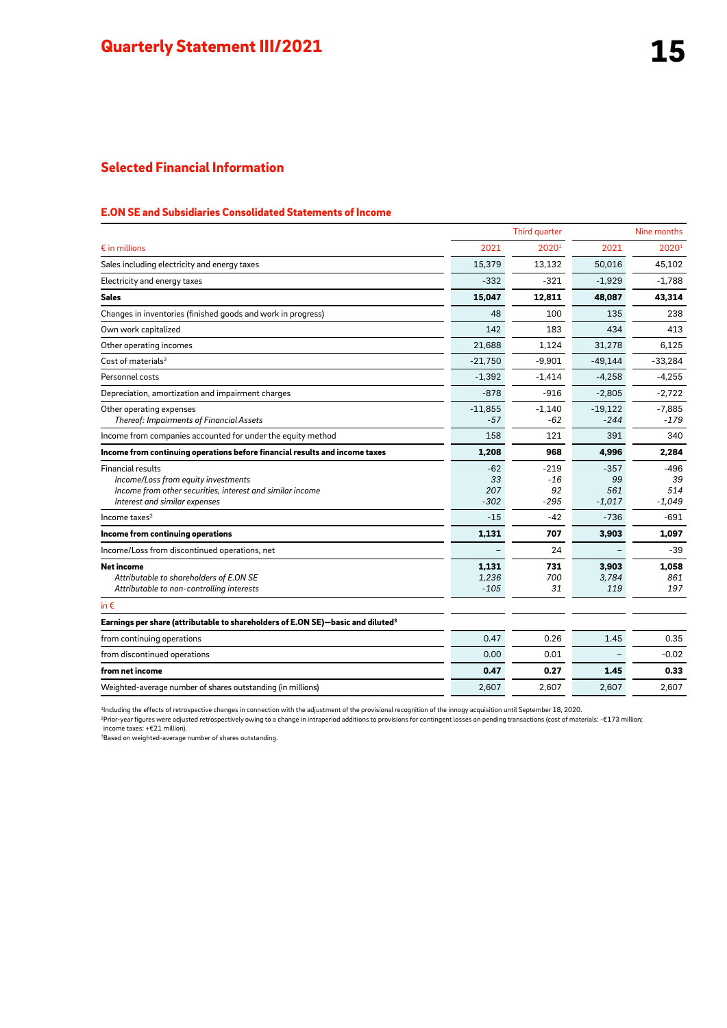## Selected Financial Information

### E.ON SE and Subsidiaries Consolidated Statements of Income

| | Third quarter | | Nine months | |
|---|---|---|---|---|
| € in millions | 2021 | 2020[1] | 2021 | 2020[1] |
| Sales including electricity and energy taxes | 15,379 | 13,132 | 50,016 | 45,102 |
| Electricity and energy taxes | -332 | -321 | -1,929 | -1,788 |
| **Sales** | **15,047** | **12,811** | **48,087** | **43,314** |
| Changes in inventories (finished goods and work in progress) | 48 | 100 | 135 | 238 |
| Own work capitalized | 142 | 183 | 434 | 413 |
| Other operating incomes | 21,688 | 1,124 | 31,278 | 6,125 |
| Cost of materials[2] | -21,750 | -9,901 | -49,144 | -33,284 |
| Personnel costs | -1,392 | -1,414 | -4,258 | -4,255 |
| Depreciation, amortization and impairment charges | -878 | -916 | -2,805 | -2,722 |
| Other operating expenses | -11,855 | -1,140 | -19,122 | -7,885 |
| *Thereof: Impairments of Financial Assets* | *-57* | *-62* | *-244* | *-179* |
| Income from companies accounted for under the equity method | 158 | 121 | 391 | 340 |
| **Income from continuing operations before financial results and income taxes** | **1,208** | **968** | **4,996** | **2,284** |
| Financial results | -62 | -219 | -357 | -496 |
| *Income/Loss from equity investments* | *33* | *-16* | *99* | *39* |
| *Income from other securities, interest and similar income* | *207* | *92* | *561* | *514* |
| *Interest and similar expenses* | *-302* | *-295* | *-1,017* | *-1,049* |
| Income taxes[2] | -15 | -42 | -736 | -691 |
| **Income from continuing operations** | **1,131** | **707** | **3,903** | **1,097** |
| Income/Loss from discontinued operations, net | – | 24 | – | -39 |
| **Net income** | **1,131** | **731** | **3,903** | **1,058** |
| *Attributable to shareholders of E.ON SE* | *1,236* | *700* | *3,784* | *861* |
| *Attributable to non-controlling interests* | *-105* | *31* | *119* | *197* |
| in € | | | | |
| **Earnings per share (attributable to shareholders of E.ON SE)—basic and diluted[3]** | | | | |
| from continuing operations | 0.47 | 0.26 | 1.45 | 0.35 |
| from discontinued operations | 0.00 | 0.01 | – | -0.02 |
| **from net income** | **0.47** | **0.27** | **1.45** | **0.33** |
| Weighted-average number of shares outstanding (in millions) | 2,607 | 2,607 | 2,607 | 2,607 |

[1]Including the effects of retrospective changes in connection with the adjustment of the provisional recognition of the innogy acquisition until September 18, 2020.
[2]Prior-year figures were adjusted retrospectively owing to a change in intraperiod additions to provisions for contingent losses on pending transactions (cost of materials: -€173 million; income taxes: +€21 million).
[3]Based on weighted-average number of shares outstanding.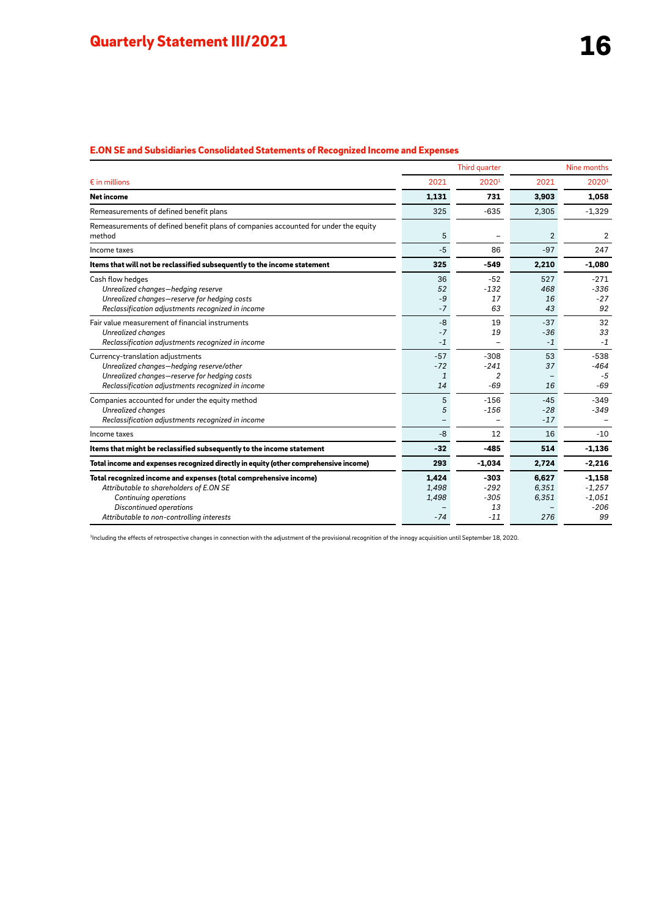## E.ON SE and Subsidiaries Consolidated Statements of Recognized Income and Expenses

| € in millions | Third quarter 2021 | Third quarter 2020[1] | Nine months 2021 | Nine months 2020[1] |
|---|---|---|---|---|
| **Net income** | **1,131** | **731** | **3,903** | **1,058** |
| Remeasurements of defined benefit plans | 325 | -635 | 2,305 | -1,329 |
| Remeasurements of defined benefit plans of companies accounted for under the equity method | 5 | – | 2 | 2 |
| Income taxes | -5 | 86 | -97 | 247 |
| **Items that will not be reclassified subsequently to the income statement** | **325** | **-549** | **2,210** | **-1,080** |
| Cash flow hedges | 36 | -52 | 527 | -271 |
| *Unrealized changes—hedging reserve* | *52* | *-132* | *468* | *-336* |
| *Unrealized changes—reserve for hedging costs* | *-9* | *17* | *16* | *-27* |
| *Reclassification adjustments recognized in income* | *-7* | *63* | *43* | *92* |
| Fair value measurement of financial instruments | -8 | 19 | -37 | 32 |
| *Unrealized changes* | *-7* | *19* | *-36* | *33* |
| *Reclassification adjustments recognized in income* | *-1* | – | *-1* | *-1* |
| Currency-translation adjustments | -57 | -308 | 53 | -538 |
| *Unrealized changes—hedging reserve/other* | *-72* | *-241* | *37* | *-464* |
| *Unrealized changes—reserve for hedging costs* | *1* | *2* | – | *-5* |
| *Reclassification adjustments recognized in income* | *14* | *-69* | *16* | *-69* |
| Companies accounted for under the equity method | 5 | -156 | -45 | -349 |
| *Unrealized changes* | *5* | *-156* | *-28* | *-349* |
| *Reclassification adjustments recognized in income* | – | – | *-17* | – |
| Income taxes | -8 | 12 | 16 | -10 |
| **Items that might be reclassified subsequently to the income statement** | **-32** | **-485** | **514** | **-1,136** |
| **Total income and expenses recognized directly in equity (other comprehensive income)** | **293** | **-1,034** | **2,724** | **-2,216** |
| **Total recognized income and expenses (total comprehensive income)** | **1,424** | **-303** | **6,627** | **-1,158** |
| *Attributable to shareholders of E.ON SE* | *1,498* | *-292* | *6,351* | *-1,257* |
| *Continuing operations* | *1,498* | *-305* | *6,351* | *-1,051* |
| *Discontinued operations* | – | *13* | – | *-206* |
| *Attributable to non-controlling interests* | *-74* | *-11* | *276* | *99* |

[1]Including the effects of retrospective changes in connection with the adjustment of the provisional recognition of the innogy acquisition until September 18, 2020.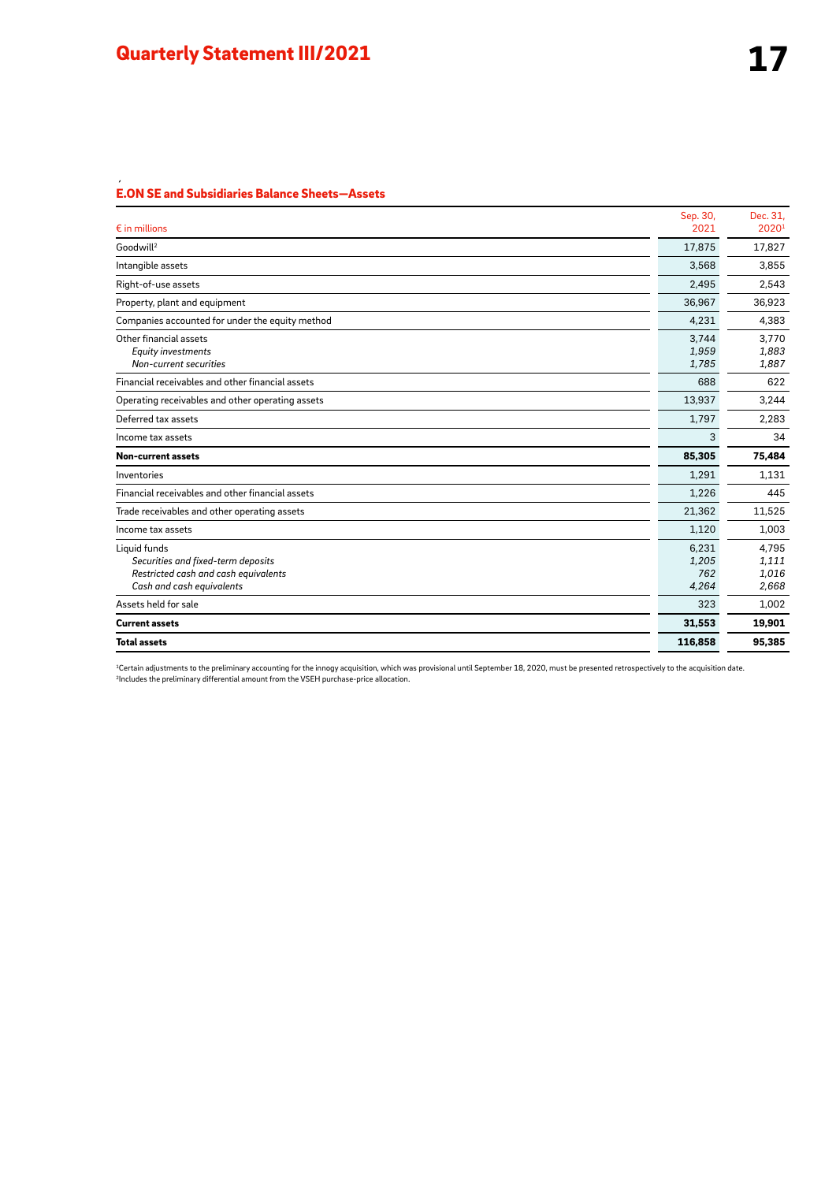## E.ON SE and Subsidiaries Balance Sheets—Assets

| € in millions | Sep. 30, 2021 | Dec. 31, 2020[1] |
|---|---|---|
| Goodwill[2] | 17,875 | 17,827 |
| Intangible assets | 3,568 | 3,855 |
| Right-of-use assets | 2,495 | 2,543 |
| Property, plant and equipment | 36,967 | 36,923 |
| Companies accounted for under the equity method | 4,231 | 4,383 |
| Other financial assets | 3,744 | 3,770 |
| *Equity investments* | *1,959* | *1,883* |
| *Non-current securities* | *1,785* | *1,887* |
| Financial receivables and other financial assets | 688 | 622 |
| Operating receivables and other operating assets | 13,937 | 3,244 |
| Deferred tax assets | 1,797 | 2,283 |
| Income tax assets | 3 | 34 |
| **Non-current assets** | **85,305** | **75,484** |
| Inventories | 1,291 | 1,131 |
| Financial receivables and other financial assets | 1,226 | 445 |
| Trade receivables and other operating assets | 21,362 | 11,525 |
| Income tax assets | 1,120 | 1,003 |
| Liquid funds | 6,231 | 4,795 |
| *Securities and fixed-term deposits* | *1,205* | *1,111* |
| *Restricted cash and cash equivalents* | *762* | *1,016* |
| *Cash and cash equivalents* | *4,264* | *2,668* |
| Assets held for sale | 323 | 1,002 |
| **Current assets** | **31,553** | **19,901** |
| **Total assets** | **116,858** | **95,385** |

[1]Certain adjustments to the preliminary accounting for the innogy acquisition, which was provisional until September 18, 2020, must be presented retrospectively to the acquisition date.
[2]Includes the preliminary differential amount from the VSEH purchase-price allocation.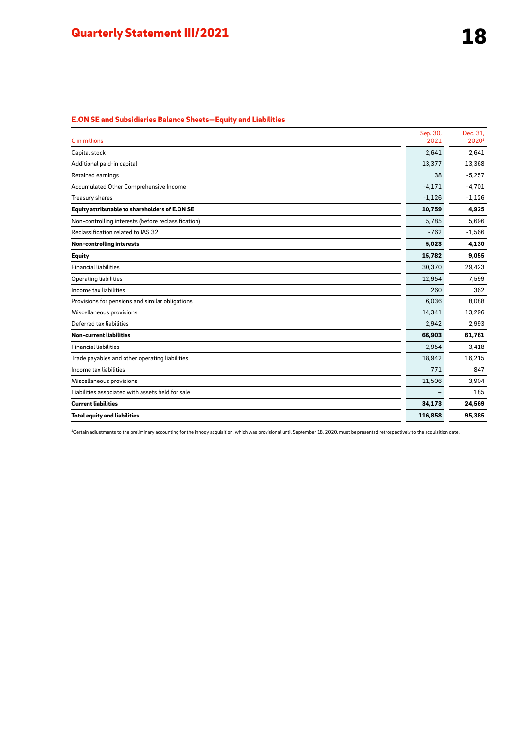## E.ON SE and Subsidiaries Balance Sheets—Equity and Liabilities

| € in millions | Sep. 30, 2021 | Dec. 31, 2020[1] |
|---|---|---|
| Capital stock | 2,641 | 2,641 |
| Additional paid-in capital | 13,377 | 13,368 |
| Retained earnings | 38 | -5,257 |
| Accumulated Other Comprehensive Income | -4,171 | -4,701 |
| Treasury shares | -1,126 | -1,126 |
| **Equity attributable to shareholders of E.ON SE** | **10,759** | **4,925** |
| Non-controlling interests (before reclassification) | 5,785 | 5,696 |
| Reclassification related to IAS 32 | -762 | -1,566 |
| **Non-controlling interests** | **5,023** | **4,130** |
| **Equity** | **15,782** | **9,055** |
| Financial liabilities | 30,370 | 29,423 |
| Operating liabilities | 12,954 | 7,599 |
| Income tax liabilities | 260 | 362 |
| Provisions for pensions and similar obligations | 6,036 | 8,088 |
| Miscellaneous provisions | 14,341 | 13,296 |
| Deferred tax liabilities | 2,942 | 2,993 |
| **Non-current liabilities** | **66,903** | **61,761** |
| Financial liabilities | 2,954 | 3,418 |
| Trade payables and other operating liabilities | 18,942 | 16,215 |
| Income tax liabilities | 771 | 847 |
| Miscellaneous provisions | 11,506 | 3,904 |
| Liabilities associated with assets held for sale | – | 185 |
| **Current liabilities** | **34,173** | **24,569** |
| **Total equity and liabilities** | **116,858** | **95,385** |

[1]Certain adjustments to the preliminary accounting for the innogy acquisition, which was provisional until September 18, 2020, must be presented retrospectively to the acquisition date.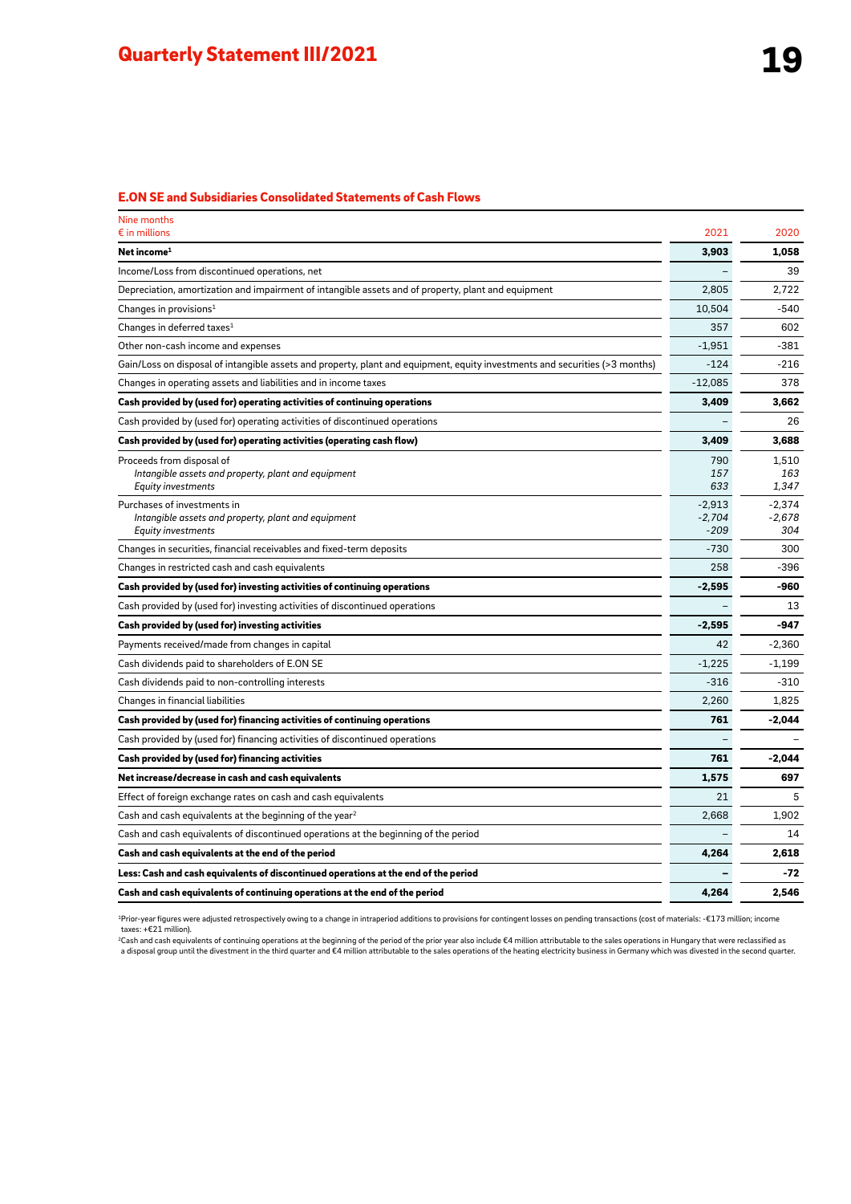## E.ON SE and Subsidiaries Consolidated Statements of Cash Flows

| Nine months<br>€ in millions | 2021 | 2020 |
|---|---|---|
| **Net income[1]** | **3,903** | **1,058** |
| Income/Loss from discontinued operations, net | – | 39 |
| Depreciation, amortization and impairment of intangible assets and of property, plant and equipment | 2,805 | 2,722 |
| Changes in provisions[1] | 10,504 | -540 |
| Changes in deferred taxes[1] | 357 | 602 |
| Other non-cash income and expenses | -1,951 | -381 |
| Gain/Loss on disposal of intangible assets and property, plant and equipment, equity investments and securities (>3 months) | -124 | -216 |
| Changes in operating assets and liabilities and in income taxes | -12,085 | 378 |
| **Cash provided by (used for) operating activities of continuing operations** | **3,409** | **3,662** |
| Cash provided by (used for) operating activities of discontinued operations | – | 26 |
| **Cash provided by (used for) operating activities (operating cash flow)** | **3,409** | **3,688** |
| Proceeds from disposal of | 790 | 1,510 |
| *Intangible assets and property, plant and equipment* | *157* | *163* |
| *Equity investments* | *633* | *1,347* |
| Purchases of investments in | -2,913 | -2,374 |
| *Intangible assets and property, plant and equipment* | *-2,704* | *-2,678* |
| *Equity investments* | *-209* | *304* |
| Changes in securities, financial receivables and fixed-term deposits | -730 | 300 |
| Changes in restricted cash and cash equivalents | 258 | -396 |
| **Cash provided by (used for) investing activities of continuing operations** | **-2,595** | **-960** |
| Cash provided by (used for) investing activities of discontinued operations | – | 13 |
| **Cash provided by (used for) investing activities** | **-2,595** | **-947** |
| Payments received/made from changes in capital | 42 | -2,360 |
| Cash dividends paid to shareholders of E.ON SE | -1,225 | -1,199 |
| Cash dividends paid to non-controlling interests | -316 | -310 |
| Changes in financial liabilities | 2,260 | 1,825 |
| **Cash provided by (used for) financing activities of continuing operations** | **761** | **-2,044** |
| Cash provided by (used for) financing activities of discontinued operations | – | – |
| **Cash provided by (used for) financing activities** | **761** | **-2,044** |
| **Net increase/decrease in cash and cash equivalents** | **1,575** | **697** |
| Effect of foreign exchange rates on cash and cash equivalents | 21 | 5 |
| Cash and cash equivalents at the beginning of the year[2] | 2,668 | 1,902 |
| Cash and cash equivalents of discontinued operations at the beginning of the period | – | 14 |
| **Cash and cash equivalents at the end of the period** | **4,264** | **2,618** |
| **Less: Cash and cash equivalents of discontinued operations at the end of the period** | **–** | **-72** |
| **Cash and cash equivalents of continuing operations at the end of the period** | **4,264** | **2,546** |

[1]Prior-year figures were adjusted retrospectively owing to a change in intraperiod additions to provisions for contingent losses on pending transactions (cost of materials: -€173 million; income taxes: +€21 million).

[2]Cash and cash equivalents of continuing operations at the beginning of the period of the prior year also include €4 million attributable to the sales operations in Hungary that were reclassified as a disposal group until the divestment in the third quarter and €4 million attributable to the sales operations of the heating electricity business in Germany which was divested in the second quarter.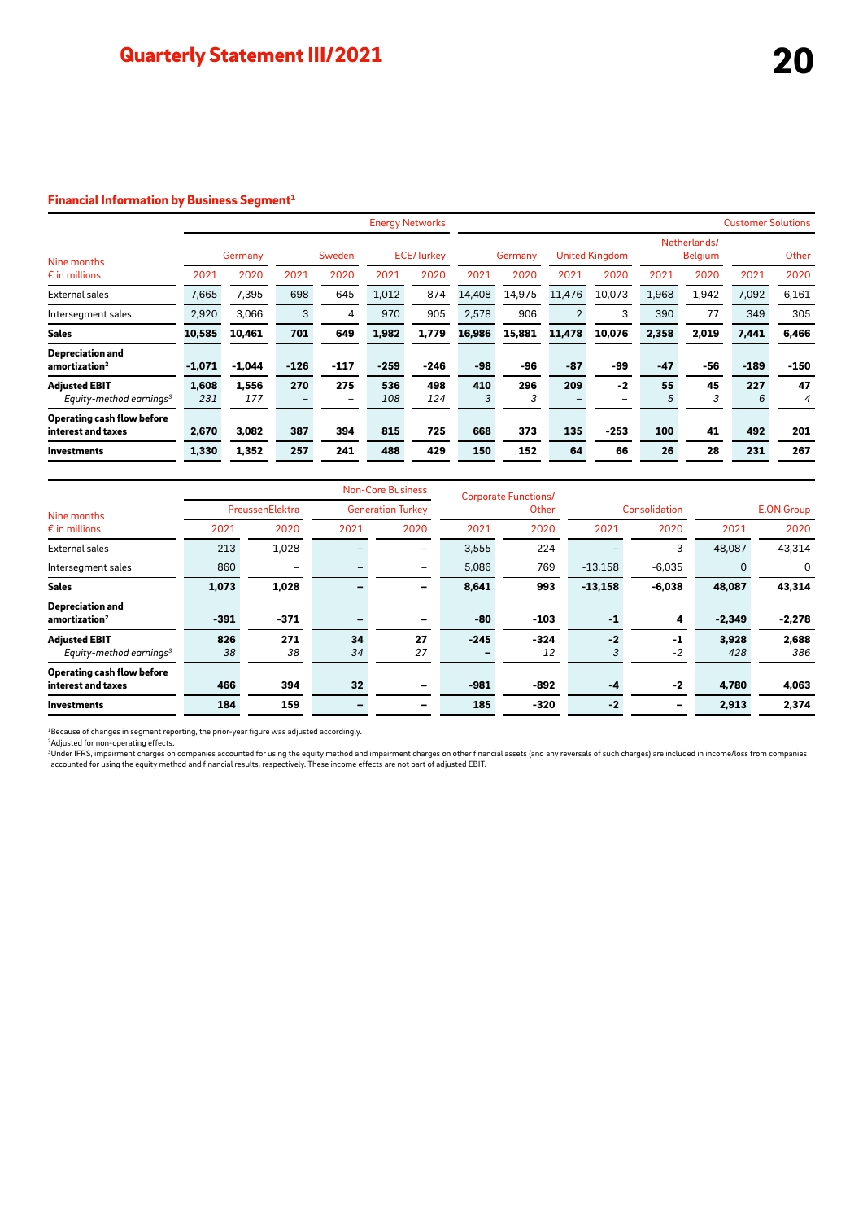## Financial Information by Business Segment[1]

| Nine months<br>€ in millions | Energy Networks | | | | | | Customer Solutions | | | | | | | |
|---|---|---|---|---|---|---|---|---|---|---|---|---|---|---|
| | Germany | | Sweden | | ECE/Turkey | | Germany | | United Kingdom | | Netherlands/ Belgium | | Other | |
| | 2021 | 2020 | 2021 | 2020 | 2021 | 2020 | 2021 | 2020 | 2021 | 2020 | 2021 | 2020 | 2021 | 2020 |
| External sales | 7,665 | 7,395 | 698 | 645 | 1,012 | 874 | 14,408 | 14,975 | 11,476 | 10,073 | 1,968 | 1,942 | 7,092 | 6,161 |
| Intersegment sales | 2,920 | 3,066 | 3 | 4 | 970 | 905 | 2,578 | 906 | 2 | 3 | 390 | 77 | 349 | 305 |
| **Sales** | **10,585** | **10,461** | **701** | **649** | **1,982** | **1,779** | **16,986** | **15,881** | **11,478** | **10,076** | **2,358** | **2,019** | **7,441** | **6,466** |
| **Depreciation and amortization**[2] | **-1,071** | **-1,044** | **-126** | **-117** | **-259** | **-246** | **-98** | **-96** | **-87** | **-99** | **-47** | **-56** | **-189** | **-150** |
| **Adjusted EBIT** | **1,608** | **1,556** | **270** | **275** | **536** | **498** | **410** | **296** | **209** | **-2** | **55** | **45** | **227** | **47** |
| *Equity-method earnings*[3] | *231* | *177* | – | – | *108* | *124* | *3* | *3* | – | – | *5* | *3* | *6* | *4* |
| **Operating cash flow before interest and taxes** | **2,670** | **3,082** | **387** | **394** | **815** | **725** | **668** | **373** | **135** | **-253** | **100** | **41** | **492** | **201** |
| **Investments** | **1,330** | **1,352** | **257** | **241** | **488** | **429** | **150** | **152** | **64** | **66** | **26** | **28** | **231** | **267** |

| Nine months<br>€ in millions | Non-Core Business | | | | Corporate Functions/ Other | | Consolidation | | E.ON Group | |
|---|---|---|---|---|---|---|---|---|---|---|
| | PreussenElektra | | Generation Turkey | | | | | | | |
| | 2021 | 2020 | 2021 | 2020 | 2021 | 2020 | 2021 | 2020 | 2021 | 2020 |
| External sales | 213 | 1,028 | – | – | 3,555 | 224 | – | -3 | 48,087 | 43,314 |
| Intersegment sales | 860 | – | – | – | 5,086 | 769 | -13,158 | -6,035 | 0 | 0 |
| **Sales** | **1,073** | **1,028** | **–** | **–** | **8,641** | **993** | **-13,158** | **-6,038** | **48,087** | **43,314** |
| **Depreciation and amortization**[2] | **-391** | **-371** | **–** | **–** | **-80** | **-103** | **-1** | **4** | **-2,349** | **-2,278** |
| **Adjusted EBIT** | **826** | **271** | **34** | **27** | **-245** | **-324** | **-2** | **-1** | **3,928** | **2,688** |
| *Equity-method earnings*[3] | *38* | *38* | *34* | *27* | – | *12* | *3* | *-2* | *428* | *386* |
| **Operating cash flow before interest and taxes** | **466** | **394** | **32** | **–** | **-981** | **-892** | **-4** | **-2** | **4,780** | **4,063** |
| **Investments** | **184** | **159** | **–** | **–** | **185** | **-320** | **-2** | **–** | **2,913** | **2,374** |

[1]Because of changes in segment reporting, the prior-year figure was adjusted accordingly.
[2]Adjusted for non-operating effects.
[3]Under IFRS, impairment charges on companies accounted for using the equity method and impairment charges on other financial assets (and any reversals of such charges) are included in income/loss from companies accounted for using the equity method and financial results, respectively. These income effects are not part of adjusted EBIT.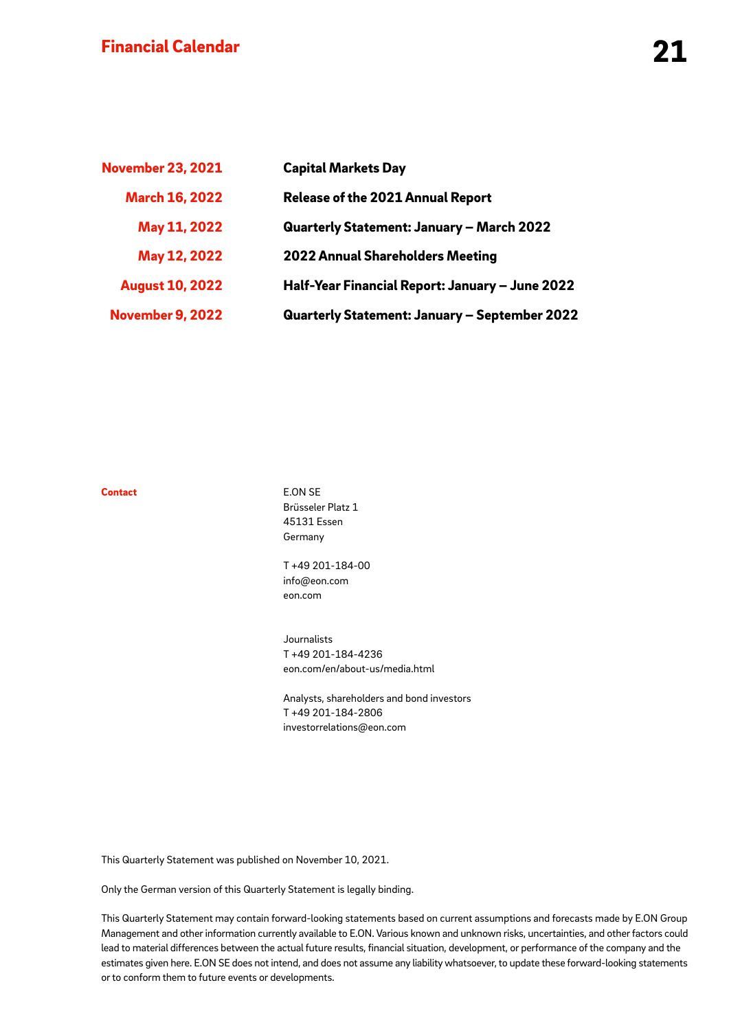# Financial Calendar

| | |
|---|---|
| **November 23, 2021** | **Capital Markets Day** |
| **March 16, 2022** | **Release of the 2021 Annual Report** |
| **May 11, 2022** | **Quarterly Statement: January – March 2022** |
| **May 12, 2022** | **2022 Annual Shareholders Meeting** |
| **August 10, 2022** | **Half-Year Financial Report: January – June 2022** |
| **November 9, 2022** | **Quarterly Statement: January – September 2022** |

**Contact**

E.ON SE
Brüsseler Platz 1
45131 Essen
Germany

T +49 201-184-00
info@eon.com
eon.com

Journalists
T +49 201-184-4236
eon.com/en/about-us/media.html

Analysts, shareholders and bond investors
T +49 201-184-2806
investorrelations@eon.com

This Quarterly Statement was published on November 10, 2021.

Only the German version of this Quarterly Statement is legally binding.

This Quarterly Statement may contain forward-looking statements based on current assumptions and forecasts made by E.ON Group Management and other information currently available to E.ON. Various known and unknown risks, uncertainties, and other factors could lead to material differences between the actual future results, financial situation, development, or performance of the company and the estimates given here. E.ON SE does not intend, and does not assume any liability whatsoever, to update these forward-looking statements or to conform them to future events or developments.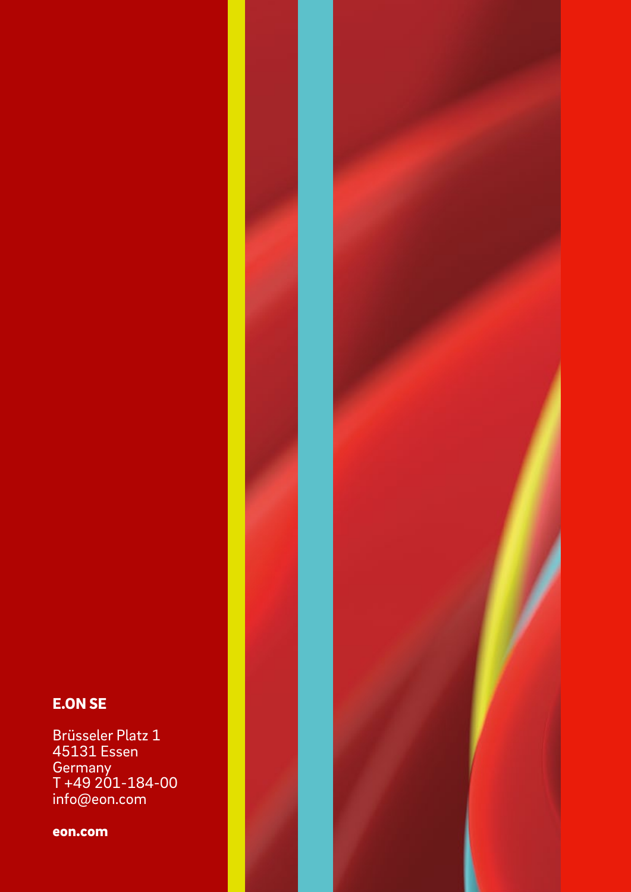**E.ON SE**

Brüsseler Platz 1
45131 Essen
Germany
T +49 201-184-00
info@eon.com

**eon.com**